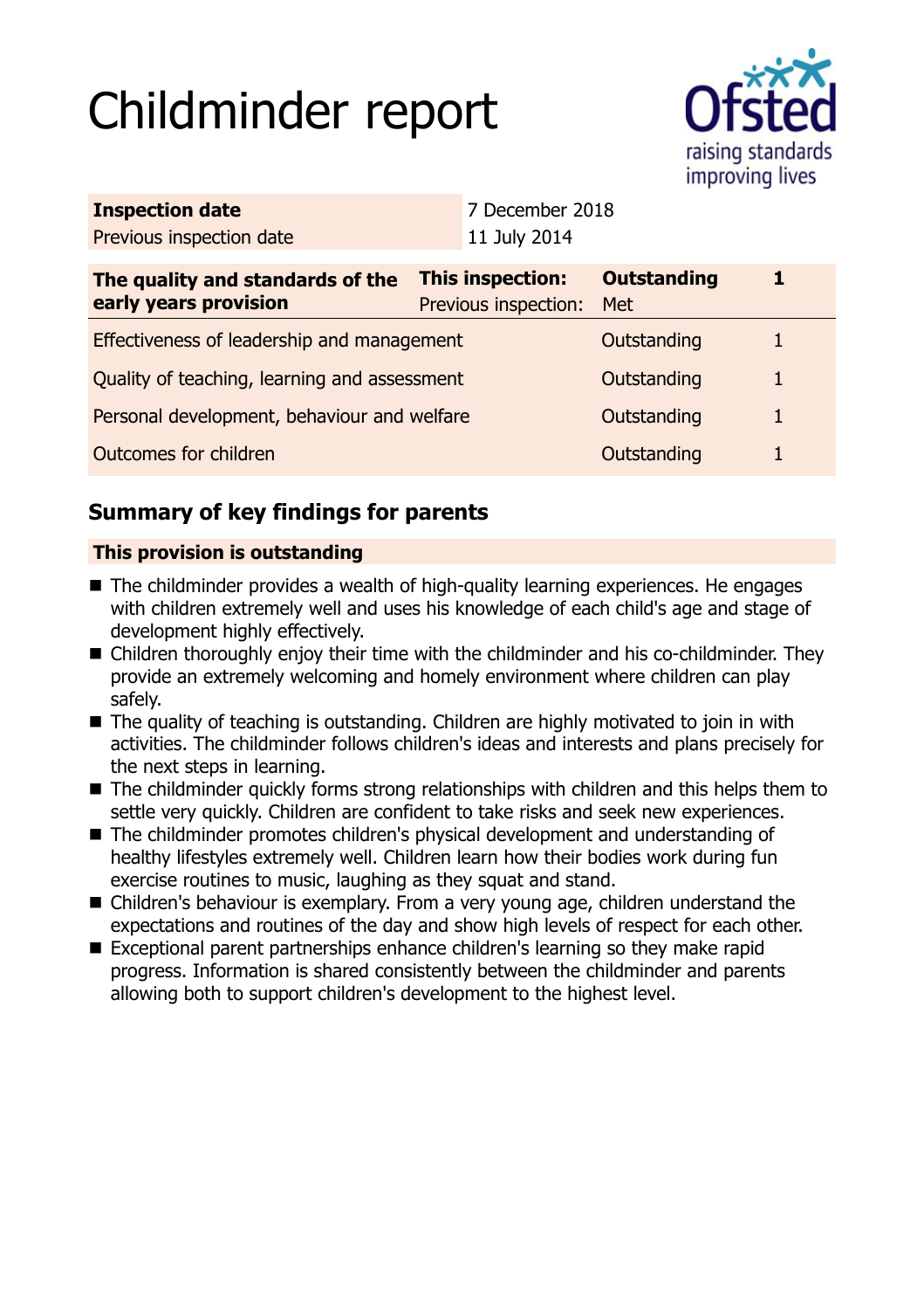# Childminder report

| Inspection date | 7 December 2018 |
|---|---|
| Previous inspection date | 11 July 2014 |

| The quality and standards of the early years provision | This inspection: | Outstanding | 1 |
|---|---|---|---|
| | Previous inspection: | Met | |
| Effectiveness of leadership and management | | Outstanding | 1 |
| Quality of teaching, learning and assessment | | Outstanding | 1 |
| Personal development, behaviour and welfare | | Outstanding | 1 |
| Outcomes for children | | Outstanding | 1 |

## Summary of key findings for parents

**This provision is outstanding**

- The childminder provides a wealth of high-quality learning experiences. He engages with children extremely well and uses his knowledge of each child's age and stage of development highly effectively.
- Children thoroughly enjoy their time with the childminder and his co-childminder. They provide an extremely welcoming and homely environment where children can play safely.
- The quality of teaching is outstanding. Children are highly motivated to join in with activities. The childminder follows children's ideas and interests and plans precisely for the next steps in learning.
- The childminder quickly forms strong relationships with children and this helps them to settle very quickly. Children are confident to take risks and seek new experiences.
- The childminder promotes children's physical development and understanding of healthy lifestyles extremely well. Children learn how their bodies work during fun exercise routines to music, laughing as they squat and stand.
- Children's behaviour is exemplary. From a very young age, children understand the expectations and routines of the day and show high levels of respect for each other.
- Exceptional parent partnerships enhance children's learning so they make rapid progress. Information is shared consistently between the childminder and parents allowing both to support children's development to the highest level.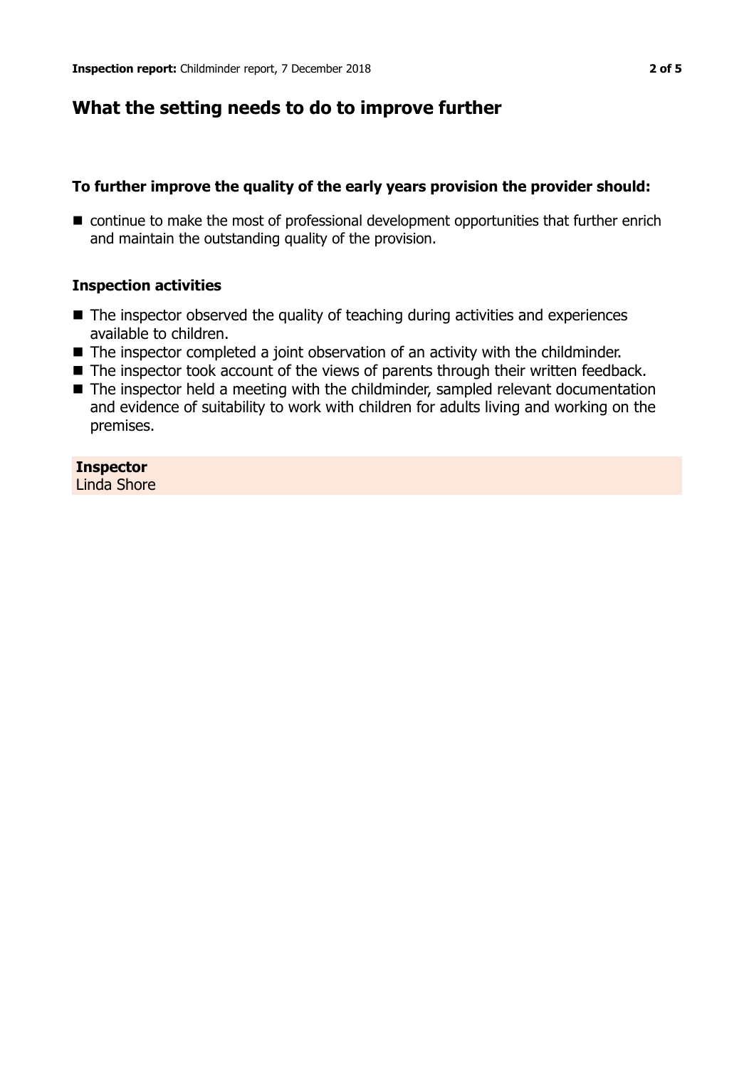## What the setting needs to do to improve further

### To further improve the quality of the early years provision the provider should:

- continue to make the most of professional development opportunities that further enrich and maintain the outstanding quality of the provision.

### Inspection activities

- The inspector observed the quality of teaching during activities and experiences available to children.
- The inspector completed a joint observation of an activity with the childminder.
- The inspector took account of the views of parents through their written feedback.
- The inspector held a meeting with the childminder, sampled relevant documentation and evidence of suitability to work with children for adults living and working on the premises.

**Inspector**
Linda Shore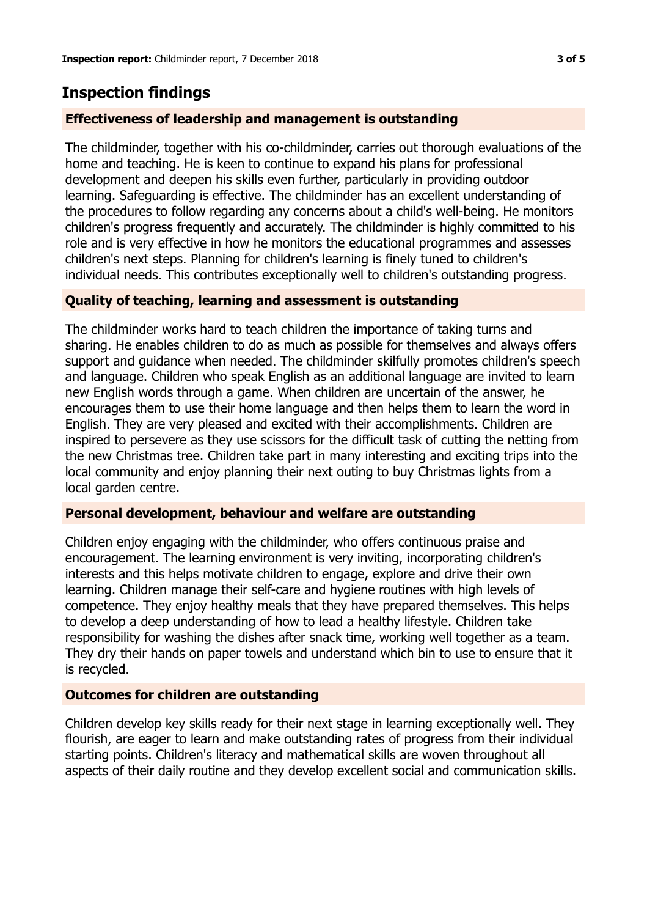## Inspection findings

### Effectiveness of leadership and management is outstanding

The childminder, together with his co-childminder, carries out thorough evaluations of the home and teaching. He is keen to continue to expand his plans for professional development and deepen his skills even further, particularly in providing outdoor learning. Safeguarding is effective. The childminder has an excellent understanding of the procedures to follow regarding any concerns about a child's well-being. He monitors children's progress frequently and accurately. The childminder is highly committed to his role and is very effective in how he monitors the educational programmes and assesses children's next steps. Planning for children's learning is finely tuned to children's individual needs. This contributes exceptionally well to children's outstanding progress.

### Quality of teaching, learning and assessment is outstanding

The childminder works hard to teach children the importance of taking turns and sharing. He enables children to do as much as possible for themselves and always offers support and guidance when needed. The childminder skilfully promotes children's speech and language. Children who speak English as an additional language are invited to learn new English words through a game. When children are uncertain of the answer, he encourages them to use their home language and then helps them to learn the word in English. They are very pleased and excited with their accomplishments. Children are inspired to persevere as they use scissors for the difficult task of cutting the netting from the new Christmas tree. Children take part in many interesting and exciting trips into the local community and enjoy planning their next outing to buy Christmas lights from a local garden centre.

### Personal development, behaviour and welfare are outstanding

Children enjoy engaging with the childminder, who offers continuous praise and encouragement. The learning environment is very inviting, incorporating children's interests and this helps motivate children to engage, explore and drive their own learning. Children manage their self-care and hygiene routines with high levels of competence. They enjoy healthy meals that they have prepared themselves. This helps to develop a deep understanding of how to lead a healthy lifestyle. Children take responsibility for washing the dishes after snack time, working well together as a team. They dry their hands on paper towels and understand which bin to use to ensure that it is recycled.

### Outcomes for children are outstanding

Children develop key skills ready for their next stage in learning exceptionally well. They flourish, are eager to learn and make outstanding rates of progress from their individual starting points. Children's literacy and mathematical skills are woven throughout all aspects of their daily routine and they develop excellent social and communication skills.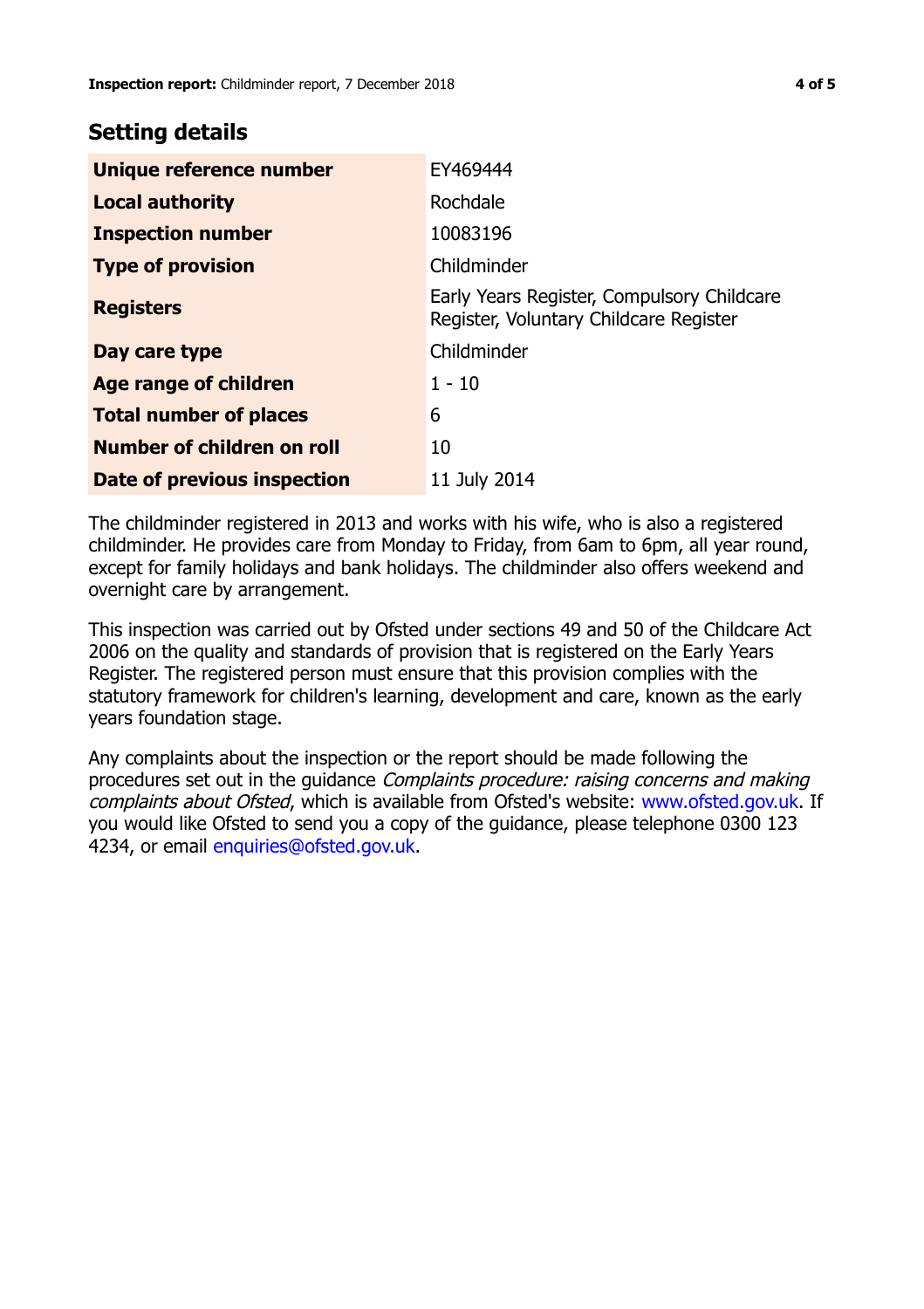## Setting details

| | |
|---|---|
| **Unique reference number** | EY469444 |
| **Local authority** | Rochdale |
| **Inspection number** | 10083196 |
| **Type of provision** | Childminder |
| **Registers** | Early Years Register, Compulsory Childcare Register, Voluntary Childcare Register |
| **Day care type** | Childminder |
| **Age range of children** | 1 - 10 |
| **Total number of places** | 6 |
| **Number of children on roll** | 10 |
| **Date of previous inspection** | 11 July 2014 |

The childminder registered in 2013 and works with his wife, who is also a registered childminder. He provides care from Monday to Friday, from 6am to 6pm, all year round, except for family holidays and bank holidays. The childminder also offers weekend and overnight care by arrangement.

This inspection was carried out by Ofsted under sections 49 and 50 of the Childcare Act 2006 on the quality and standards of provision that is registered on the Early Years Register. The registered person must ensure that this provision complies with the statutory framework for children's learning, development and care, known as the early years foundation stage.

Any complaints about the inspection or the report should be made following the procedures set out in the guidance *Complaints procedure: raising concerns and making complaints about Ofsted*, which is available from Ofsted's website: www.ofsted.gov.uk. If you would like Ofsted to send you a copy of the guidance, please telephone 0300 123 4234, or email enquiries@ofsted.gov.uk.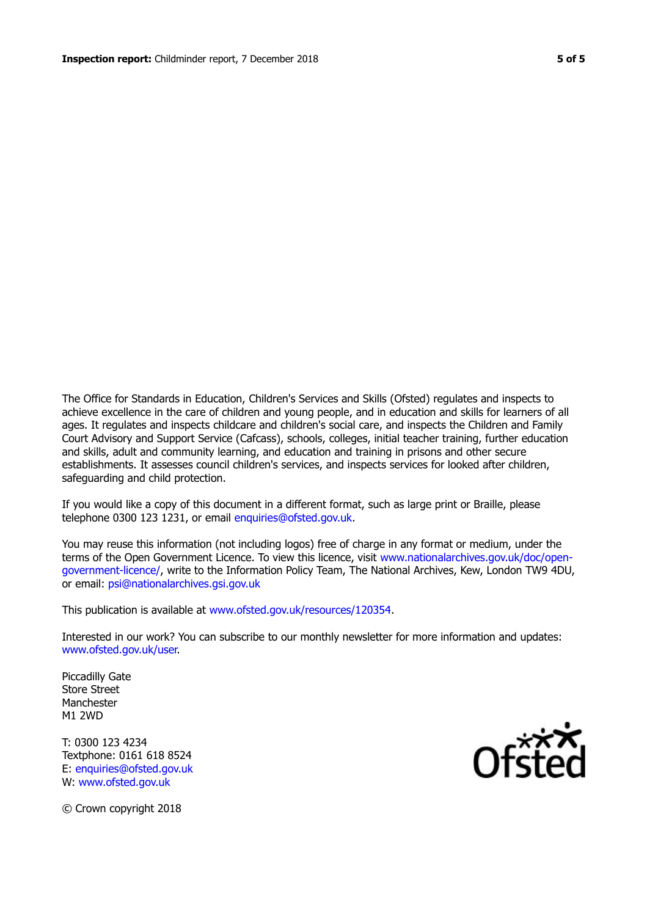The Office for Standards in Education, Children's Services and Skills (Ofsted) regulates and inspects to achieve excellence in the care of children and young people, and in education and skills for learners of all ages. It regulates and inspects childcare and children's social care, and inspects the Children and Family Court Advisory and Support Service (Cafcass), schools, colleges, initial teacher training, further education and skills, adult and community learning, and education and training in prisons and other secure establishments. It assesses council children's services, and inspects services for looked after children, safeguarding and child protection.

If you would like a copy of this document in a different format, such as large print or Braille, please telephone 0300 123 1231, or email enquiries@ofsted.gov.uk.

You may reuse this information (not including logos) free of charge in any format or medium, under the terms of the Open Government Licence. To view this licence, visit www.nationalarchives.gov.uk/doc/open-government-licence/, write to the Information Policy Team, The National Archives, Kew, London TW9 4DU, or email: psi@nationalarchives.gsi.gov.uk

This publication is available at www.ofsted.gov.uk/resources/120354.

Interested in our work? You can subscribe to our monthly newsletter for more information and updates: www.ofsted.gov.uk/user.

Piccadilly Gate
Store Street
Manchester
M1 2WD

T: 0300 123 4234
Textphone: 0161 618 8524
E: enquiries@ofsted.gov.uk
W: www.ofsted.gov.uk

© Crown copyright 2018